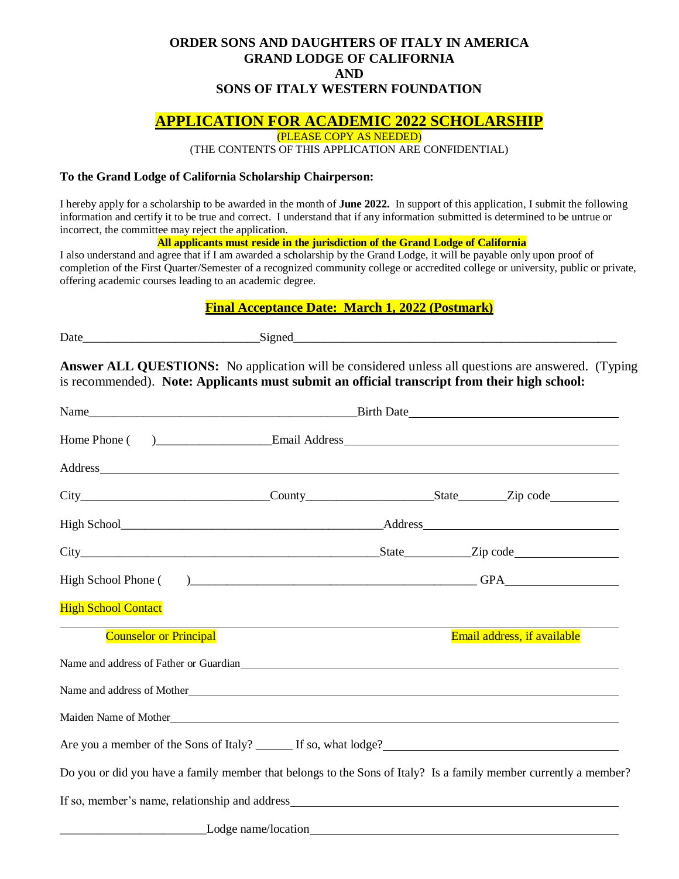**ORDER SONS AND DAUGHTERS OF ITALY IN AMERICA**
**GRAND LODGE OF CALIFORNIA**
**AND**
**SONS OF ITALY WESTERN FOUNDATION**

# APPLICATION FOR ACADEMIC 2022 SCHOLARSHIP

(PLEASE COPY AS NEEDED)
(THE CONTENTS OF THIS APPLICATION ARE CONFIDENTIAL)

**To the Grand Lodge of California Scholarship Chairperson:**

I hereby apply for a scholarship to be awarded in the month of **June 2022.** In support of this application, I submit the following information and certify it to be true and correct. I understand that if any information submitted is determined to be untrue or incorrect, the committee may reject the application.

**All applicants must reside in the jurisdiction of the Grand Lodge of California**

I also understand and agree that if I am awarded a scholarship by the Grand Lodge, it will be payable only upon proof of completion of the First Quarter/Semester of a recognized community college or accredited college or university, public or private, offering academic courses leading to an academic degree.

**Final Acceptance Date: March 1, 2022 (Postmark)**

Date____________________________Signed___________________________________________________

**Answer ALL QUESTIONS:** No application will be considered unless all questions are answered. (Typing is recommended). **Note: Applicants must submit an official transcript from their high school:**

Name___________________________________________Birth Date_______________________________

Home Phone ( )__________________Email Address_____________________________________________

Address_________________________________________________________________________________

City______________________________County____________________State________Zip code___________

High School__________________________________________Address____________________________

City________________________________________________State__________Zip code________________

High School Phone ( )______________________________________________ GPA__________________

High School Contact

_________________________________________________________________________________________

Counselor or Principal Email address, if available

Name and address of Father or Guardian______________________________________________________

Name and address of Mother________________________________________________________________

Maiden Name of Mother____________________________________________________________________

Are you a member of the Sons of Italy? ______ If so, what lodge?_______________________________

Do you or did you have a family member that belongs to the Sons of Italy? Is a family member currently a member?

If so, member's name, relationship and address_______________________________________________

________________________Lodge name/location_______________________________________________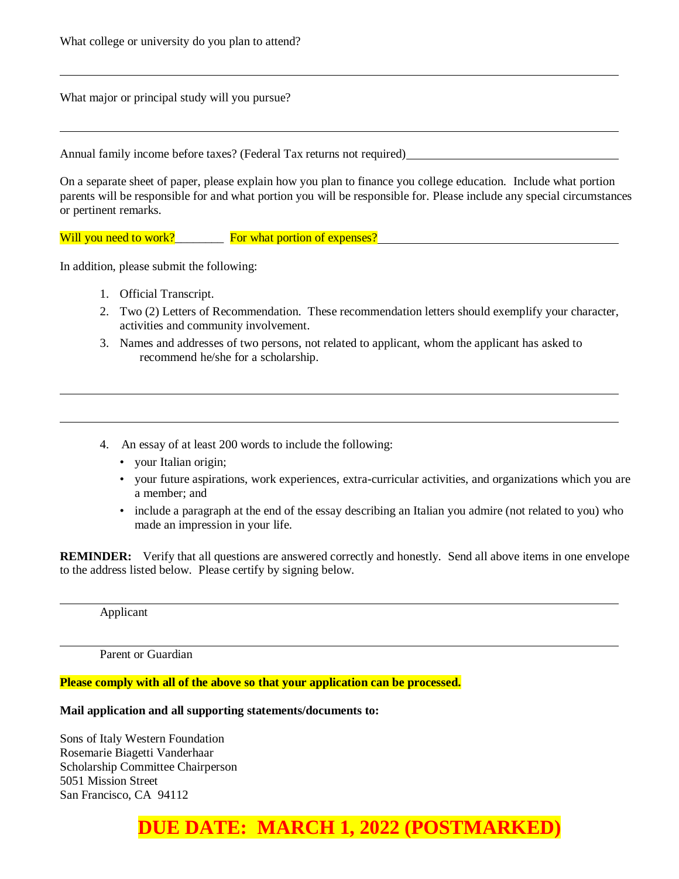What college or university do you plan to attend?

_______________________________________________________________________________

What major or principal study will you pursue?

_______________________________________________________________________________

Annual family income before taxes? (Federal Tax returns not required)___________________________

On a separate sheet of paper, please explain how you plan to finance you college education. Include what portion parents will be responsible for and what portion you will be responsible for. Please include any special circumstances or pertinent remarks.

Will you need to work?________ For what portion of expenses?________________________________

In addition, please submit the following:

1. Official Transcript.
2. Two (2) Letters of Recommendation. These recommendation letters should exemplify your character, activities and community involvement.
3. Names and addresses of two persons, not related to applicant, whom the applicant has asked to recommend he/she for a scholarship.

_______________________________________________________________________________

_______________________________________________________________________________

4. An essay of at least 200 words to include the following:
   - your Italian origin;
   - your future aspirations, work experiences, extra-curricular activities, and organizations which you are a member; and
   - include a paragraph at the end of the essay describing an Italian you admire (not related to you) who made an impression in your life.

**REMINDER:** Verify that all questions are answered correctly and honestly. Send all above items in one envelope to the address listed below. Please certify by signing below.

_______________________________________________________________________________
Applicant

_______________________________________________________________________________
Parent or Guardian

**Please comply with all of the above so that your application can be processed.**

**Mail application and all supporting statements/documents to:**

Sons of Italy Western Foundation
Rosemarie Biagetti Vanderhaar
Scholarship Committee Chairperson
5051 Mission Street
San Francisco, CA 94112

**DUE DATE: MARCH 1, 2022 (POSTMARKED)**